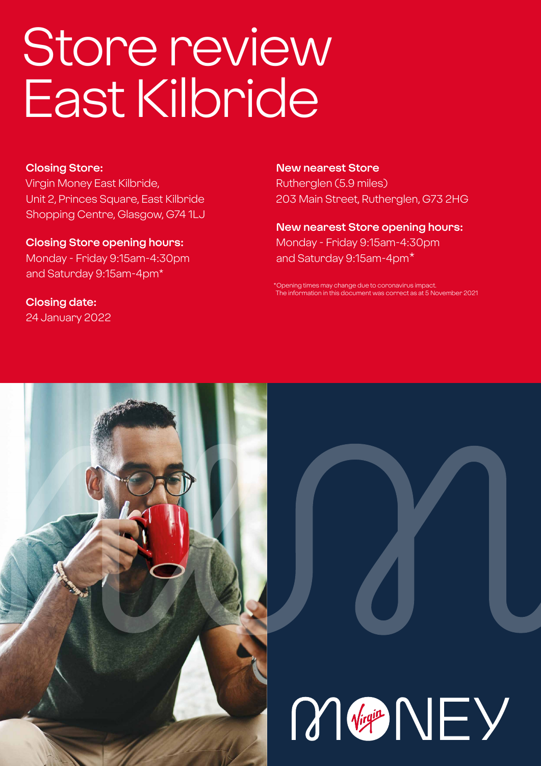# Store review East Kilbride

**Closing Store:**
Virgin Money East Kilbride,
Unit 2, Princes Square, East Kilbride
Shopping Centre, Glasgow, G74 1LJ

**Closing Store opening hours:**
Monday - Friday 9:15am-4:30pm
and Saturday 9:15am-4pm*

**Closing date:**
24 January 2022

**New nearest Store**
Rutherglen (5.9 miles)
203 Main Street, Rutherglen, G73 2HG

**New nearest Store opening hours:**
Monday - Friday 9:15am-4:30pm
and Saturday 9:15am-4pm*

*Opening times may change due to coronavirus impact.
The information in this document was correct as at 5 November 2021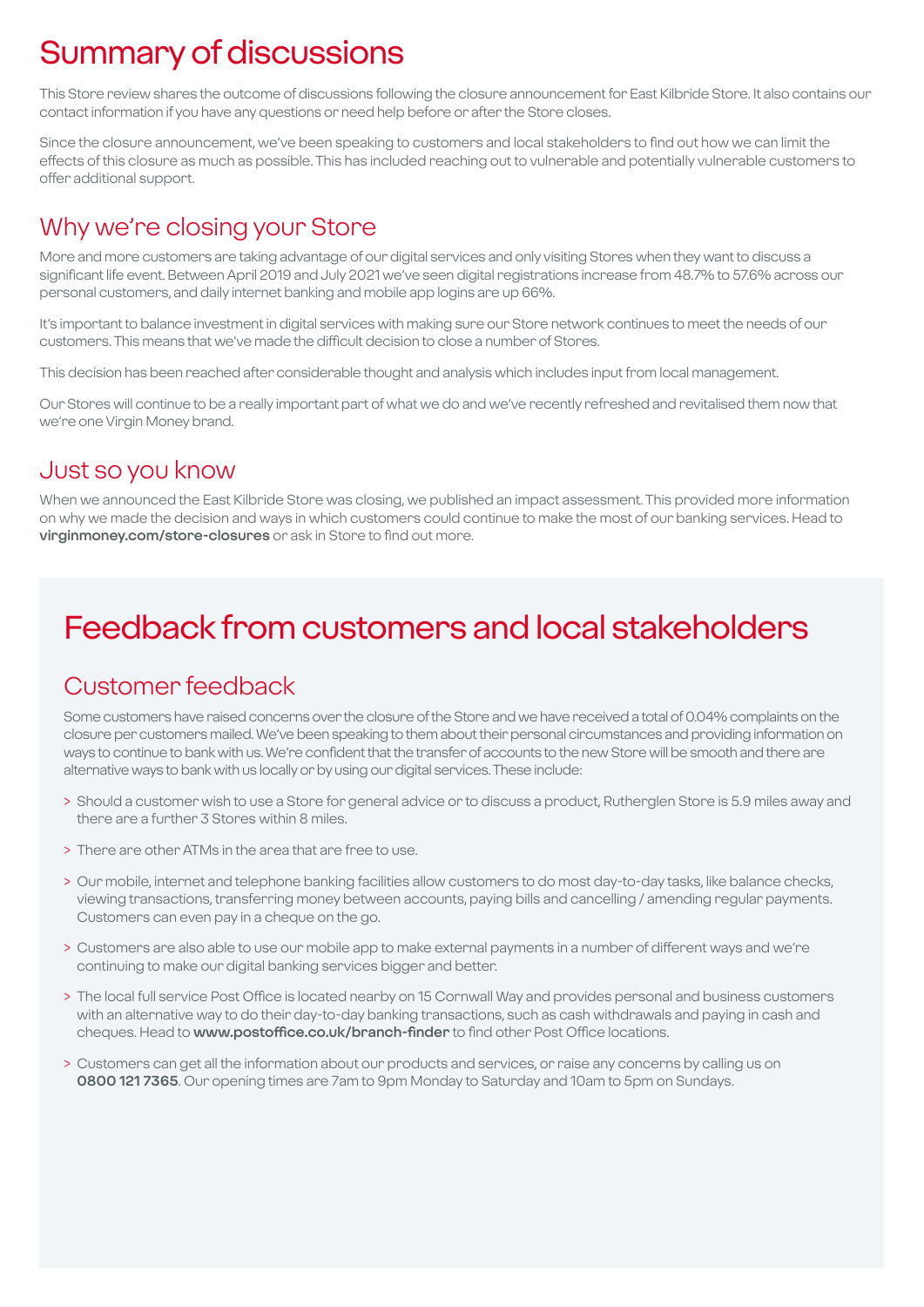# Summary of discussions

This Store review shares the outcome of discussions following the closure announcement for East Kilbride Store. It also contains our contact information if you have any questions or need help before or after the Store closes.

Since the closure announcement, we've been speaking to customers and local stakeholders to find out how we can limit the effects of this closure as much as possible. This has included reaching out to vulnerable and potentially vulnerable customers to offer additional support.

## Why we're closing your Store

More and more customers are taking advantage of our digital services and only visiting Stores when they want to discuss a significant life event. Between April 2019 and July 2021 we've seen digital registrations increase from 48.7% to 57.6% across our personal customers, and daily internet banking and mobile app logins are up 66%.

It's important to balance investment in digital services with making sure our Store network continues to meet the needs of our customers. This means that we've made the difficult decision to close a number of Stores.

This decision has been reached after considerable thought and analysis which includes input from local management.

Our Stores will continue to be a really important part of what we do and we've recently refreshed and revitalised them now that we're one Virgin Money brand.

## Just so you know

When we announced the East Kilbride Store was closing, we published an impact assessment. This provided more information on why we made the decision and ways in which customers could continue to make the most of our banking services. Head to **virginmoney.com/store-closures** or ask in Store to find out more.

# Feedback from customers and local stakeholders

## Customer feedback

Some customers have raised concerns over the closure of the Store and we have received a total of 0.04% complaints on the closure per customers mailed. We've been speaking to them about their personal circumstances and providing information on ways to continue to bank with us. We're confident that the transfer of accounts to the new Store will be smooth and there are alternative ways to bank with us locally or by using our digital services. These include:

> Should a customer wish to use a Store for general advice or to discuss a product, Rutherglen Store is 5.9 miles away and there are a further 3 Stores within 8 miles.

> There are other ATMs in the area that are free to use.

> Our mobile, internet and telephone banking facilities allow customers to do most day-to-day tasks, like balance checks, viewing transactions, transferring money between accounts, paying bills and cancelling / amending regular payments. Customers can even pay in a cheque on the go.

> Customers are also able to use our mobile app to make external payments in a number of different ways and we're continuing to make our digital banking services bigger and better.

> The local full service Post Office is located nearby on 15 Cornwall Way and provides personal and business customers with an alternative way to do their day-to-day banking transactions, such as cash withdrawals and paying in cash and cheques. Head to **www.postoffice.co.uk/branch-finder** to find other Post Office locations.

> Customers can get all the information about our products and services, or raise any concerns by calling us on **0800 121 7365**. Our opening times are 7am to 9pm Monday to Saturday and 10am to 5pm on Sundays.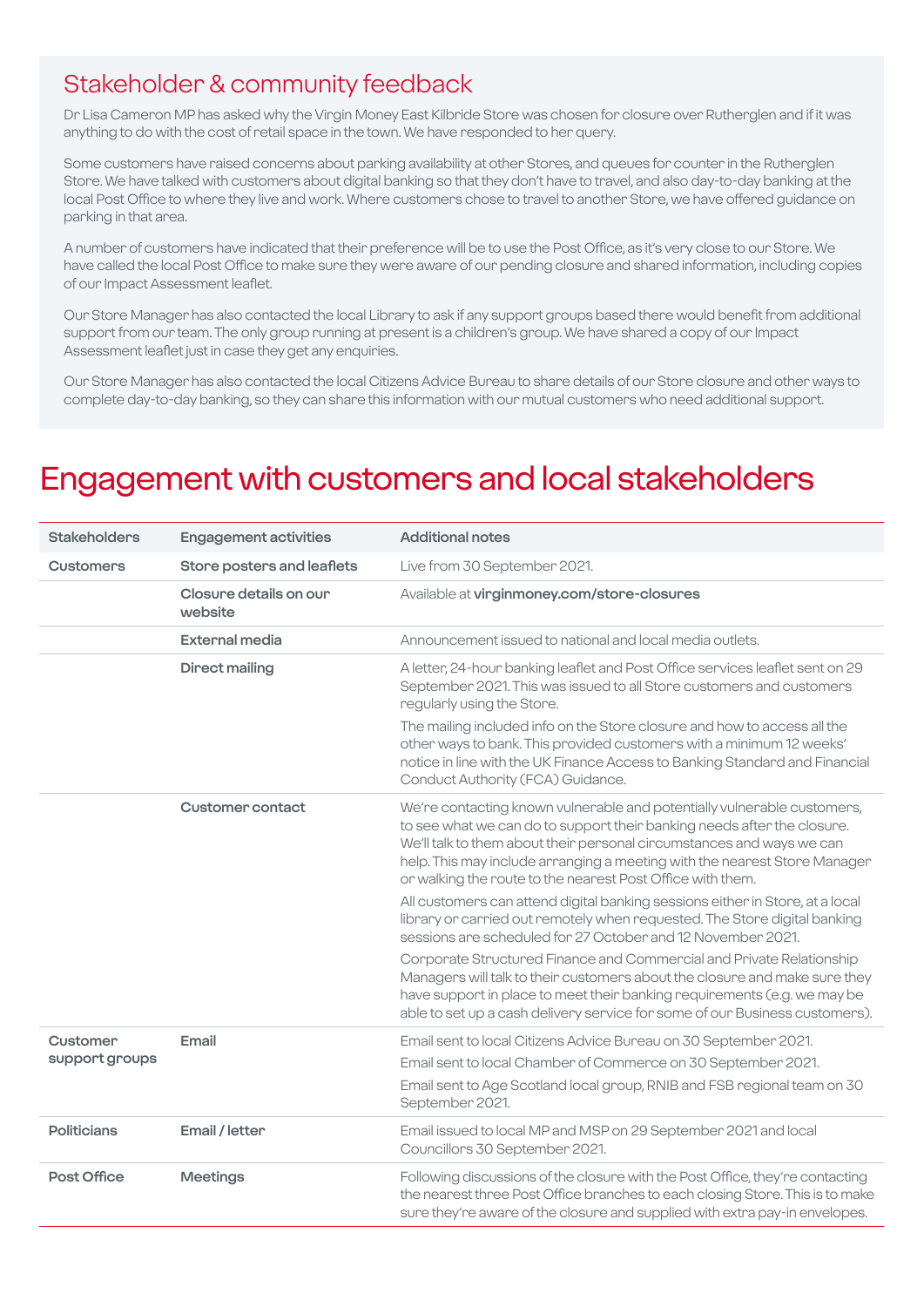## Stakeholder & community feedback

Dr Lisa Cameron MP has asked why the Virgin Money East Kilbride Store was chosen for closure over Rutherglen and if it was anything to do with the cost of retail space in the town. We have responded to her query.

Some customers have raised concerns about parking availability at other Stores, and queues for counter in the Rutherglen Store. We have talked with customers about digital banking so that they don't have to travel, and also day-to-day banking at the local Post Office to where they live and work. Where customers chose to travel to another Store, we have offered guidance on parking in that area.

A number of customers have indicated that their preference will be to use the Post Office, as it's very close to our Store. We have called the local Post Office to make sure they were aware of our pending closure and shared information, including copies of our Impact Assessment leaflet.

Our Store Manager has also contacted the local Library to ask if any support groups based there would benefit from additional support from our team. The only group running at present is a children's group. We have shared a copy of our Impact Assessment leaflet just in case they get any enquiries.

Our Store Manager has also contacted the local Citizens Advice Bureau to share details of our Store closure and other ways to complete day-to-day banking, so they can share this information with our mutual customers who need additional support.

# Engagement with customers and local stakeholders

| Stakeholders | Engagement activities | Additional notes |
|---|---|---|
| **Customers** | **Store posters and leaflets** | Live from 30 September 2021. |
| | **Closure details on our website** | Available at **virginmoney.com/store-closures** |
| | **External media** | Announcement issued to national and local media outlets. |
| | **Direct mailing** | A letter, 24-hour banking leaflet and Post Office services leaflet sent on 29 September 2021. This was issued to all Store customers and customers regularly using the Store.<br><br>The mailing included info on the Store closure and how to access all the other ways to bank. This provided customers with a minimum 12 weeks' notice in line with the UK Finance Access to Banking Standard and Financial Conduct Authority (FCA) Guidance. |
| | **Customer contact** | We're contacting known vulnerable and potentially vulnerable customers, to see what we can do to support their banking needs after the closure. We'll talk to them about their personal circumstances and ways we can help. This may include arranging a meeting with the nearest Store Manager or walking the route to the nearest Post Office with them.<br><br>All customers can attend digital banking sessions either in Store, at a local library or carried out remotely when requested. The Store digital banking sessions are scheduled for 27 October and 12 November 2021.<br><br>Corporate Structured Finance and Commercial and Private Relationship Managers will talk to their customers about the closure and make sure they have support in place to meet their banking requirements (e.g. we may be able to set up a cash delivery service for some of our Business customers). |
| **Customer support groups** | **Email** | Email sent to local Citizens Advice Bureau on 30 September 2021.<br><br>Email sent to local Chamber of Commerce on 30 September 2021.<br><br>Email sent to Age Scotland local group, RNIB and FSB regional team on 30 September 2021. |
| **Politicians** | **Email / letter** | Email issued to local MP and MSP on 29 September 2021 and local Councillors 30 September 2021. |
| **Post Office** | **Meetings** | Following discussions of the closure with the Post Office, they're contacting the nearest three Post Office branches to each closing Store. This is to make sure they're aware of the closure and supplied with extra pay-in envelopes. |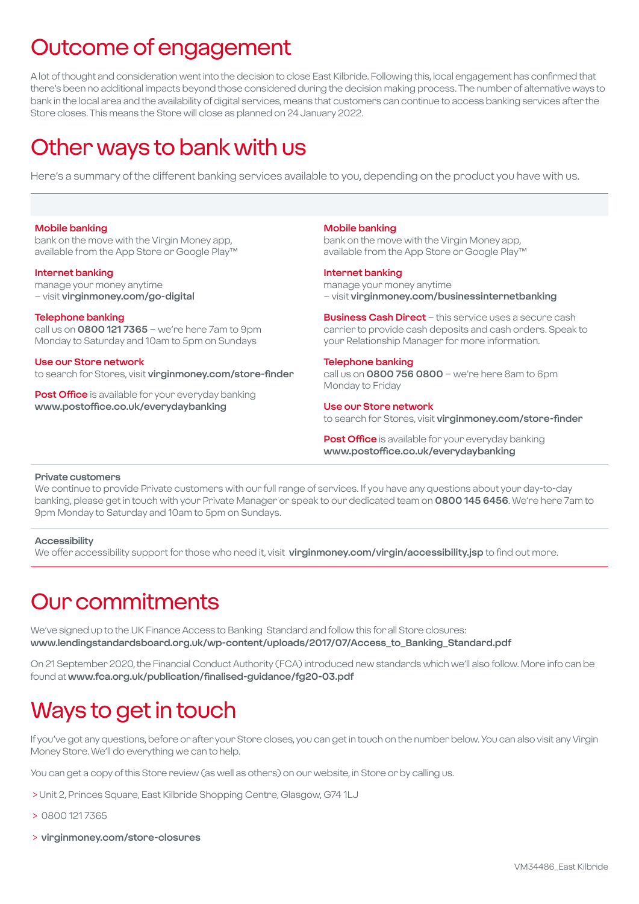# Outcome of engagement

A lot of thought and consideration went into the decision to close East Kilbride. Following this, local engagement has confirmed that there's been no additional impacts beyond those considered during the decision making process. The number of alternative ways to bank in the local area and the availability of digital services, means that customers can continue to access banking services after the Store closes. This means the Store will close as planned on 24 January 2022.

# Other ways to bank with us

Here's a summary of the different banking services available to you, depending on the product you have with us.

**Mobile banking**
bank on the move with the Virgin Money app, available from the App Store or Google Play™

**Internet banking**
manage your money anytime – visit **virginmoney.com/go-digital**

**Telephone banking**
call us on **0800 121 7365** – we're here 7am to 9pm Monday to Saturday and 10am to 5pm on Sundays

**Use our Store network**
to search for Stores, visit **virginmoney.com/store-finder**

**Post Office** is available for your everyday banking **www.postoffice.co.uk/everydaybanking**

**Mobile banking**
bank on the move with the Virgin Money app, available from the App Store or Google Play™

**Internet banking**
manage your money anytime – visit **virginmoney.com/businessinternetbanking**

**Business Cash Direct** – this service uses a secure cash carrier to provide cash deposits and cash orders. Speak to your Relationship Manager for more information.

**Telephone banking**
call us on **0800 756 0800** – we're here 8am to 6pm Monday to Friday

**Use our Store network**
to search for Stores, visit **virginmoney.com/store-finder**

**Post Office** is available for your everyday banking **www.postoffice.co.uk/everydaybanking**

**Private customers**
We continue to provide Private customers with our full range of services. If you have any questions about your day-to-day banking, please get in touch with your Private Manager or speak to our dedicated team on **0800 145 6456**. We're here 7am to 9pm Monday to Saturday and 10am to 5pm on Sundays.

**Accessibility**
We offer accessibility support for those who need it, visit **virginmoney.com/virgin/accessibility.jsp** to find out more.

# Our commitments

We've signed up to the UK Finance Access to Banking Standard and follow this for all Store closures: **www.lendingstandardsboard.org.uk/wp-content/uploads/2017/07/Access_to_Banking_Standard.pdf**

On 21 September 2020, the Financial Conduct Authority (FCA) introduced new standards which we'll also follow. More info can be found at **www.fca.org.uk/publication/finalised-guidance/fg20-03.pdf**

# Ways to get in touch

If you've got any questions, before or after your Store closes, you can get in touch on the number below. You can also visit any Virgin Money Store. We'll do everything we can to help.

You can get a copy of this Store review (as well as others) on our website, in Store or by calling us.

> Unit 2, Princes Square, East Kilbride Shopping Centre, Glasgow, G74 1LJ

> 0800 121 7365

> **virginmoney.com/store-closures**

VM34486_East Kilbride